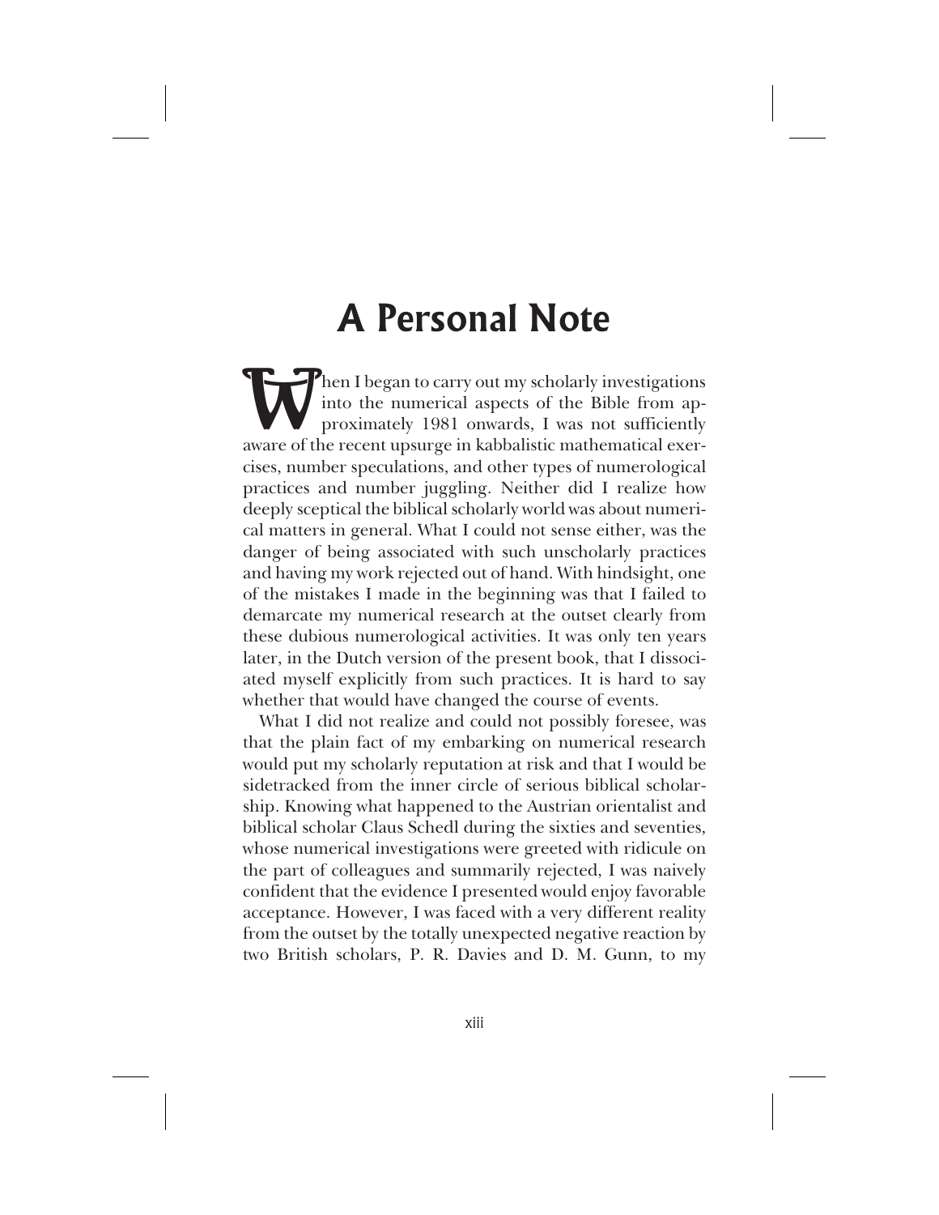# A Personal Note

When I began to carry out my scholarly investigations into the numerical aspects of the Bible from approximately 1981 onwards, I was not sufficiently aware of the recent upsurge in kabbalistic mathematical exercises, number speculations, and other types of numerological practices and number juggling. Neither did I realize how deeply sceptical the biblical scholarly world was about numerical matters in general. What I could not sense either, was the danger of being associated with such unscholarly practices and having my work rejected out of hand. With hindsight, one of the mistakes I made in the beginning was that I failed to demarcate my numerical research at the outset clearly from these dubious numerological activities. It was only ten years later, in the Dutch version of the present book, that I dissociated myself explicitly from such practices. It is hard to say whether that would have changed the course of events.

What I did not realize and could not possibly foresee, was that the plain fact of my embarking on numerical research would put my scholarly reputation at risk and that I would be sidetracked from the inner circle of serious biblical scholarship. Knowing what happened to the Austrian orientalist and biblical scholar Claus Schedl during the sixties and seventies, whose numerical investigations were greeted with ridicule on the part of colleagues and summarily rejected, I was naively confident that the evidence I presented would enjoy favorable acceptance. However, I was faced with a very different reality from the outset by the totally unexpected negative reaction by two British scholars, P. R. Davies and D. M. Gunn, to my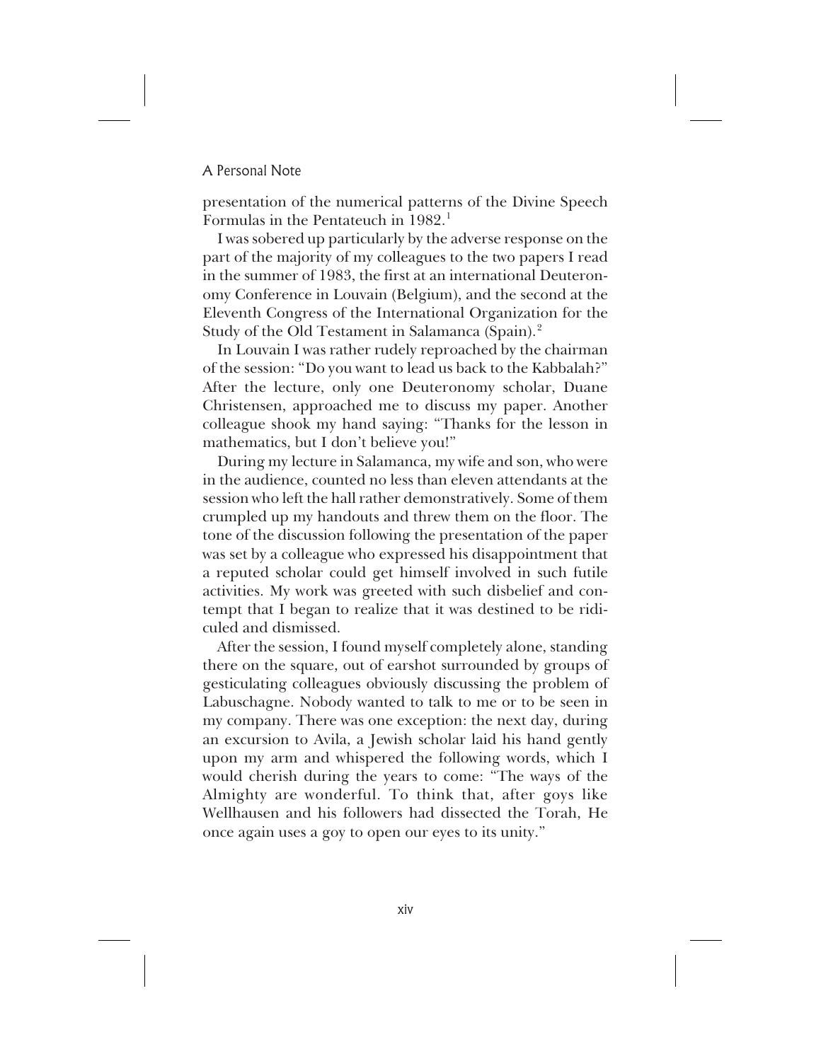presentation of the numerical patterns of the Divine Speech Formulas in the Pentateuch in 1982.[1]

I was sobered up particularly by the adverse response on the part of the majority of my colleagues to the two papers I read in the summer of 1983, the first at an international Deuteronomy Conference in Louvain (Belgium), and the second at the Eleventh Congress of the International Organization for the Study of the Old Testament in Salamanca (Spain).[2]

In Louvain I was rather rudely reproached by the chairman of the session: "Do you want to lead us back to the Kabbalah?" After the lecture, only one Deuteronomy scholar, Duane Christensen, approached me to discuss my paper. Another colleague shook my hand saying: "Thanks for the lesson in mathematics, but I don't believe you!"

During my lecture in Salamanca, my wife and son, who were in the audience, counted no less than eleven attendants at the session who left the hall rather demonstratively. Some of them crumpled up my handouts and threw them on the floor. The tone of the discussion following the presentation of the paper was set by a colleague who expressed his disappointment that a reputed scholar could get himself involved in such futile activities. My work was greeted with such disbelief and contempt that I began to realize that it was destined to be ridiculed and dismissed.

After the session, I found myself completely alone, standing there on the square, out of earshot surrounded by groups of gesticulating colleagues obviously discussing the problem of Labuschagne. Nobody wanted to talk to me or to be seen in my company. There was one exception: the next day, during an excursion to Avila, a Jewish scholar laid his hand gently upon my arm and whispered the following words, which I would cherish during the years to come: "The ways of the Almighty are wonderful. To think that, after goys like Wellhausen and his followers had dissected the Torah, He once again uses a goy to open our eyes to its unity."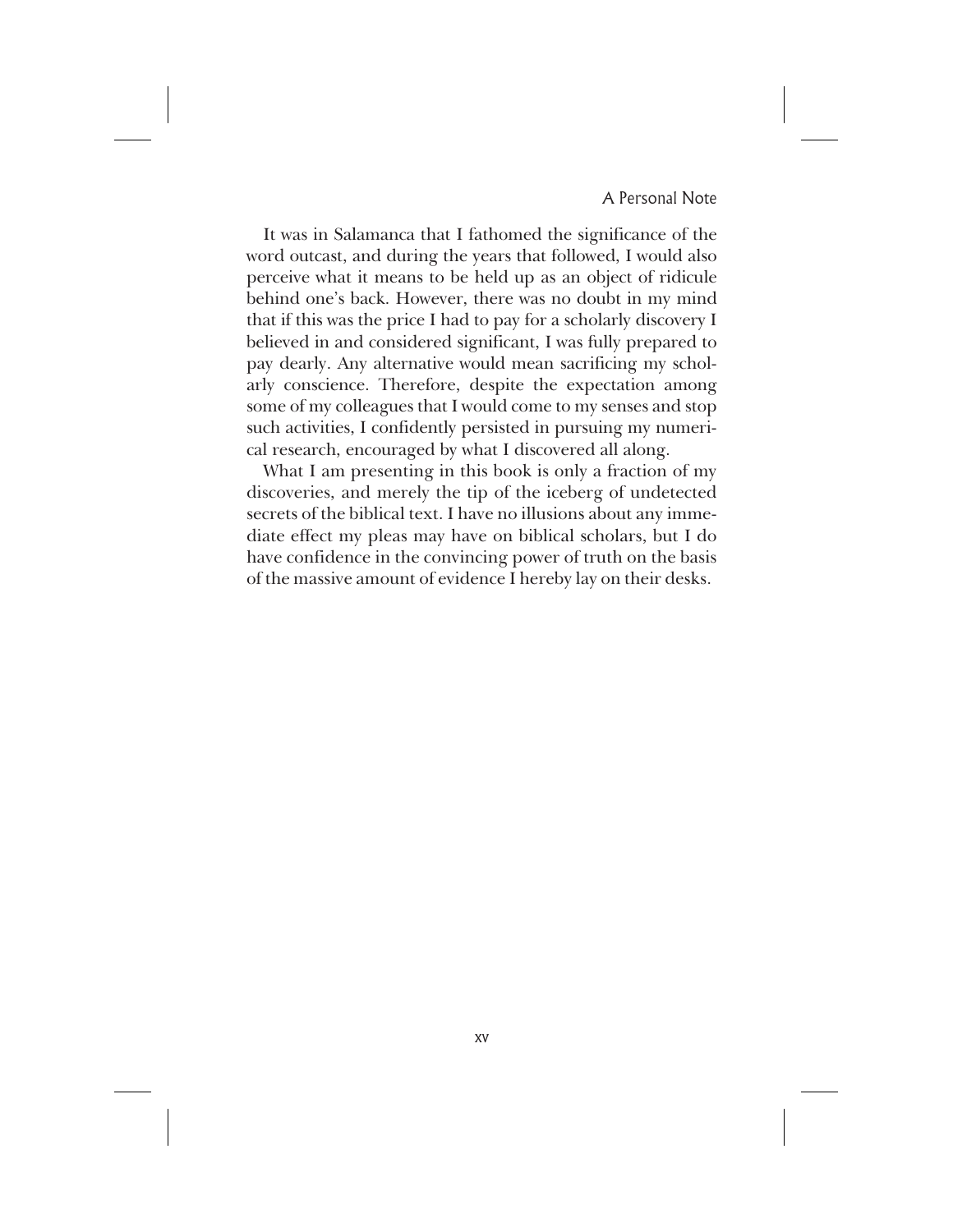It was in Salamanca that I fathomed the significance of the word outcast, and during the years that followed, I would also perceive what it means to be held up as an object of ridicule behind one's back. However, there was no doubt in my mind that if this was the price I had to pay for a scholarly discovery I believed in and considered significant, I was fully prepared to pay dearly. Any alternative would mean sacrificing my scholarly conscience. Therefore, despite the expectation among some of my colleagues that I would come to my senses and stop such activities, I confidently persisted in pursuing my numerical research, encouraged by what I discovered all along.

What I am presenting in this book is only a fraction of my discoveries, and merely the tip of the iceberg of undetected secrets of the biblical text. I have no illusions about any immediate effect my pleas may have on biblical scholars, but I do have confidence in the convincing power of truth on the basis of the massive amount of evidence I hereby lay on their desks.